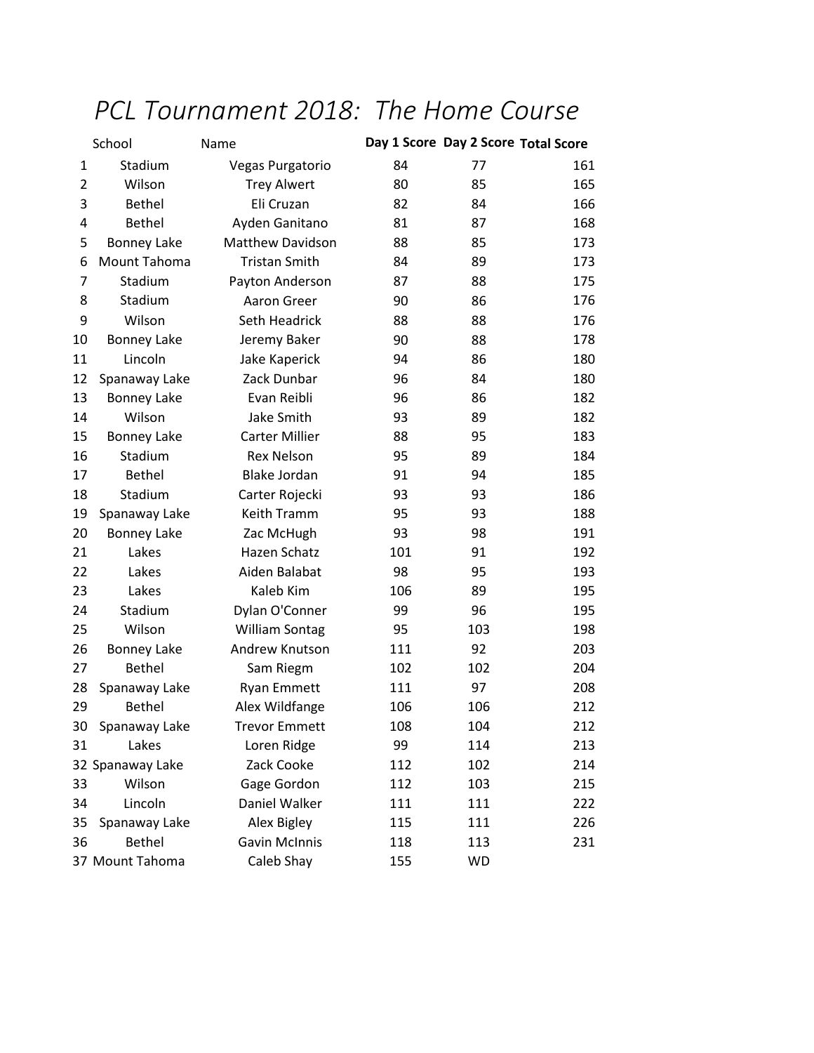# *PCL Tournament 2018: The Home Course*

| | School | Name | Day 1 Score | Day 2 Score | Total Score |
|---|---|---|---|---|---|
| 1 | Stadium | Vegas Purgatorio | 84 | 77 | 161 |
| 2 | Wilson | Trey Alwert | 80 | 85 | 165 |
| 3 | Bethel | Eli Cruzan | 82 | 84 | 166 |
| 4 | Bethel | Ayden Ganitano | 81 | 87 | 168 |
| 5 | Bonney Lake | Matthew Davidson | 88 | 85 | 173 |
| 6 | Mount Tahoma | Tristan Smith | 84 | 89 | 173 |
| 7 | Stadium | Payton Anderson | 87 | 88 | 175 |
| 8 | Stadium | Aaron Greer | 90 | 86 | 176 |
| 9 | Wilson | Seth Headrick | 88 | 88 | 176 |
| 10 | Bonney Lake | Jeremy Baker | 90 | 88 | 178 |
| 11 | Lincoln | Jake Kaperick | 94 | 86 | 180 |
| 12 | Spanaway Lake | Zack Dunbar | 96 | 84 | 180 |
| 13 | Bonney Lake | Evan Reibli | 96 | 86 | 182 |
| 14 | Wilson | Jake Smith | 93 | 89 | 182 |
| 15 | Bonney Lake | Carter Millier | 88 | 95 | 183 |
| 16 | Stadium | Rex Nelson | 95 | 89 | 184 |
| 17 | Bethel | Blake Jordan | 91 | 94 | 185 |
| 18 | Stadium | Carter Rojecki | 93 | 93 | 186 |
| 19 | Spanaway Lake | Keith Tramm | 95 | 93 | 188 |
| 20 | Bonney Lake | Zac McHugh | 93 | 98 | 191 |
| 21 | Lakes | Hazen Schatz | 101 | 91 | 192 |
| 22 | Lakes | Aiden Balabat | 98 | 95 | 193 |
| 23 | Lakes | Kaleb Kim | 106 | 89 | 195 |
| 24 | Stadium | Dylan O'Conner | 99 | 96 | 195 |
| 25 | Wilson | William Sontag | 95 | 103 | 198 |
| 26 | Bonney Lake | Andrew Knutson | 111 | 92 | 203 |
| 27 | Bethel | Sam Riegm | 102 | 102 | 204 |
| 28 | Spanaway Lake | Ryan Emmett | 111 | 97 | 208 |
| 29 | Bethel | Alex Wildfange | 106 | 106 | 212 |
| 30 | Spanaway Lake | Trevor Emmett | 108 | 104 | 212 |
| 31 | Lakes | Loren Ridge | 99 | 114 | 213 |
| 32 | Spanaway Lake | Zack Cooke | 112 | 102 | 214 |
| 33 | Wilson | Gage Gordon | 112 | 103 | 215 |
| 34 | Lincoln | Daniel Walker | 111 | 111 | 222 |
| 35 | Spanaway Lake | Alex Bigley | 115 | 111 | 226 |
| 36 | Bethel | Gavin McInnis | 118 | 113 | 231 |
| 37 | Mount Tahoma | Caleb Shay | 155 | WD | |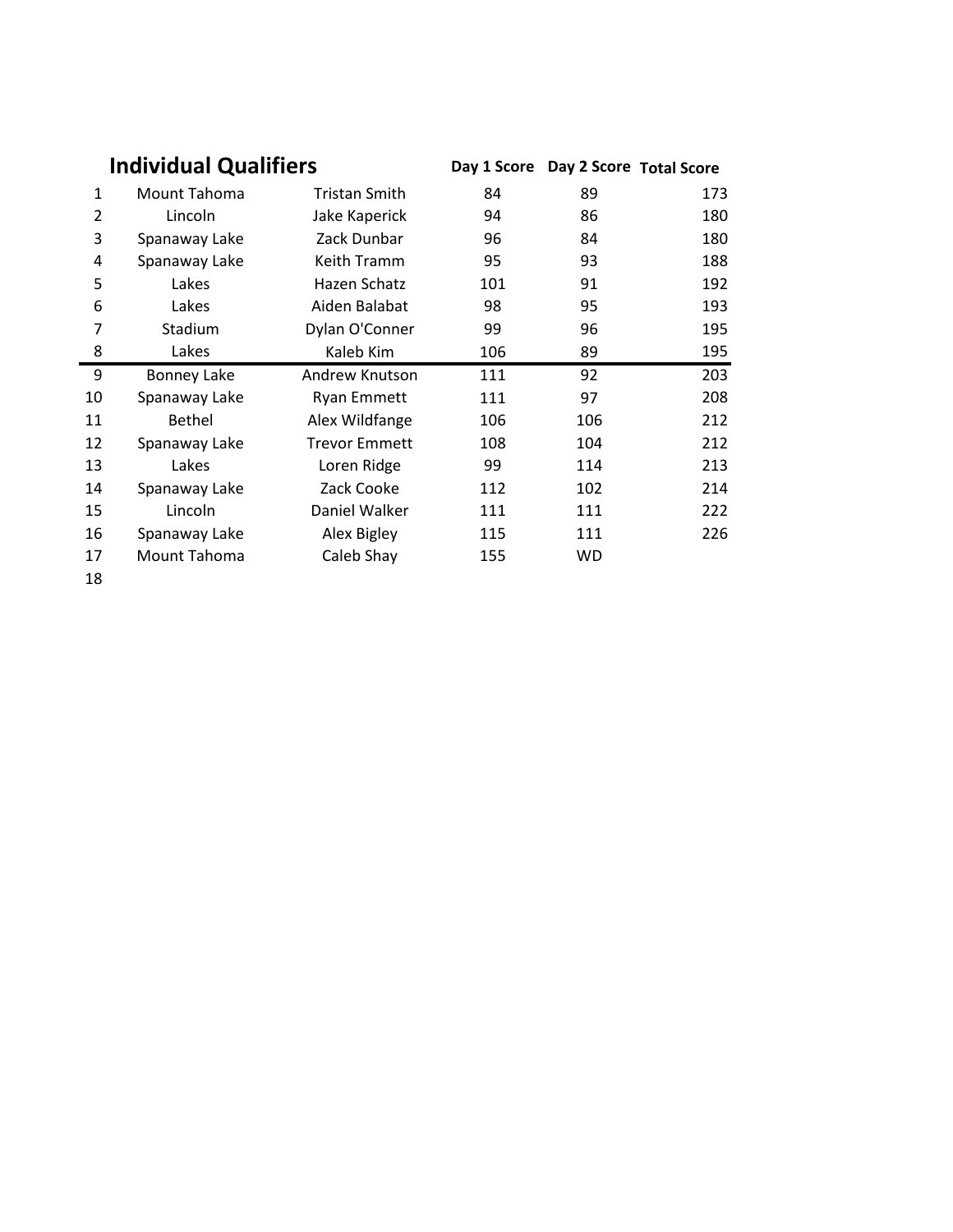## Individual Qualifiers

| | | | Day 1 Score | Day 2 Score | Total Score |
|---|---|---|---|---|---|
| 1 | Mount Tahoma | Tristan Smith | 84 | 89 | 173 |
| 2 | Lincoln | Jake Kaperick | 94 | 86 | 180 |
| 3 | Spanaway Lake | Zack Dunbar | 96 | 84 | 180 |
| 4 | Spanaway Lake | Keith Tramm | 95 | 93 | 188 |
| 5 | Lakes | Hazen Schatz | 101 | 91 | 192 |
| 6 | Lakes | Aiden Balabat | 98 | 95 | 193 |
| 7 | Stadium | Dylan O'Conner | 99 | 96 | 195 |
| 8 | Lakes | Kaleb Kim | 106 | 89 | 195 |
| 9 | Bonney Lake | Andrew Knutson | 111 | 92 | 203 |
| 10 | Spanaway Lake | Ryan Emmett | 111 | 97 | 208 |
| 11 | Bethel | Alex Wildfange | 106 | 106 | 212 |
| 12 | Spanaway Lake | Trevor Emmett | 108 | 104 | 212 |
| 13 | Lakes | Loren Ridge | 99 | 114 | 213 |
| 14 | Spanaway Lake | Zack Cooke | 112 | 102 | 214 |
| 15 | Lincoln | Daniel Walker | 111 | 111 | 222 |
| 16 | Spanaway Lake | Alex Bigley | 115 | 111 | 226 |
| 17 | Mount Tahoma | Caleb Shay | 155 | WD | |
| 18 | | | | | |